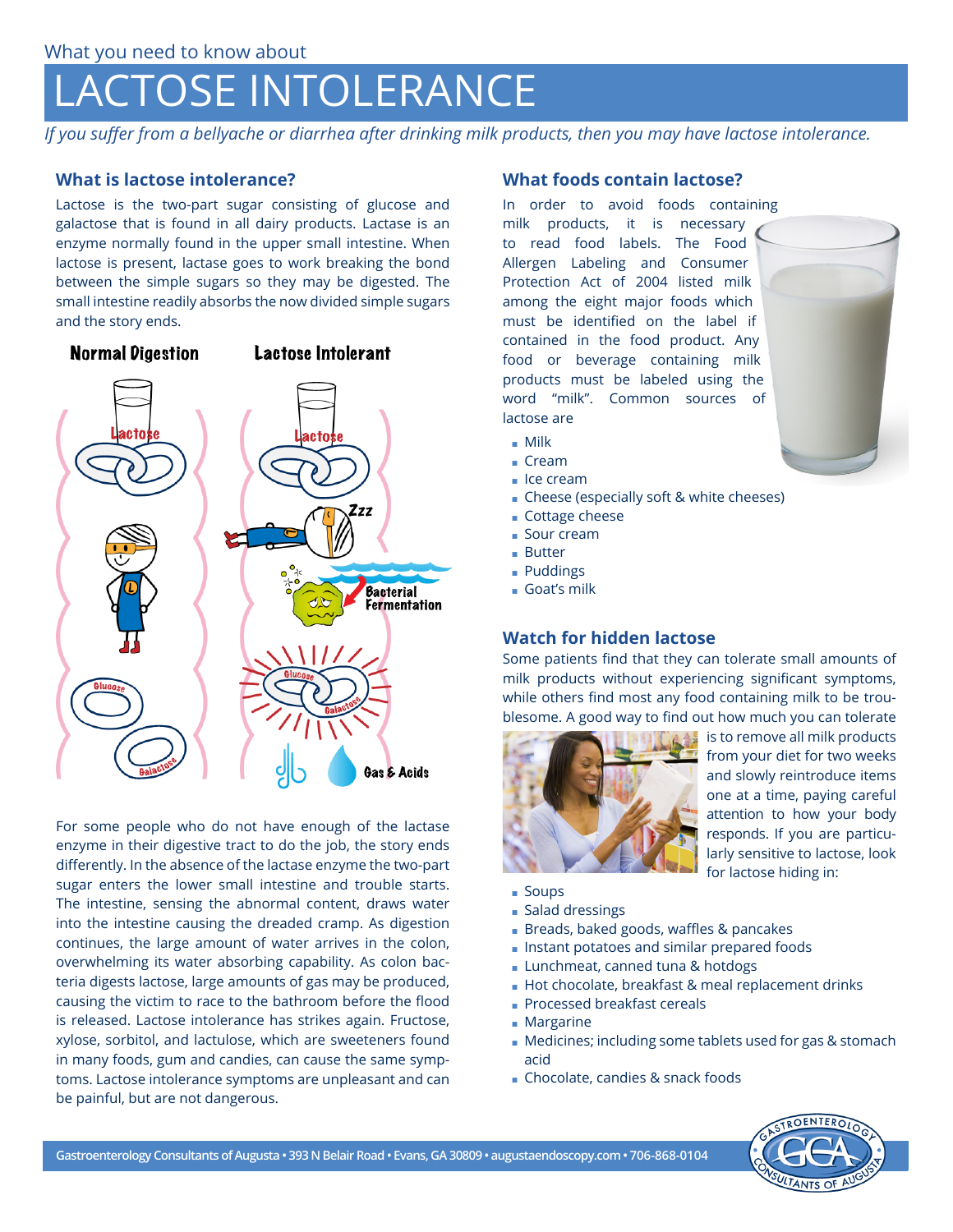What you need to know about

# LACTOSE INTOLERANCE

*If you suffer from a bellyache or diarrhea after drinking milk products, then you may have lactose intolerance.*

## What is lactose intolerance?

Lactose is the two-part sugar consisting of glucose and galactose that is found in all dairy products. Lactase is an enzyme normally found in the upper small intestine. When lactose is present, lactase goes to work breaking the bond between the simple sugars so they may be digested. The small intestine readily absorbs the now divided simple sugars and the story ends.

For some people who do not have enough of the lactase enzyme in their digestive tract to do the job, the story ends differently. In the absence of the lactase enzyme the two-part sugar enters the lower small intestine and trouble starts. The intestine, sensing the abnormal content, draws water into the intestine causing the dreaded cramp. As digestion continues, the large amount of water arrives in the colon, overwhelming its water absorbing capability. As colon bacteria digests lactose, large amounts of gas may be produced, causing the victim to race to the bathroom before the flood is released. Lactose intolerance has strikes again. Fructose, xylose, sorbitol, and lactulose, which are sweeteners found in many foods, gum and candies, can cause the same symptoms. Lactose intolerance symptoms are unpleasant and can be painful, but are not dangerous.

## What foods contain lactose?

In order to avoid foods containing milk products, it is necessary to read food labels. The Food Allergen Labeling and Consumer Protection Act of 2004 listed milk among the eight major foods which must be identified on the label if contained in the food product. Any food or beverage containing milk products must be labeled using the word "milk". Common sources of lactose are

- Milk
- Cream
- Ice cream
- Cheese (especially soft & white cheeses)
- Cottage cheese
- Sour cream
- Butter
- Puddings
- Goat's milk

## Watch for hidden lactose

Some patients find that they can tolerate small amounts of milk products without experiencing significant symptoms, while others find most any food containing milk to be troublesome. A good way to find out how much you can tolerate is to remove all milk products from your diet for two weeks and slowly reintroduce items one at a time, paying careful attention to how your body responds. If you are particularly sensitive to lactose, look for lactose hiding in:

- Soups
- Salad dressings
- Breads, baked goods, waffles & pancakes
- Instant potatoes and similar prepared foods
- Lunchmeat, canned tuna & hotdogs
- Hot chocolate, breakfast & meal replacement drinks
- Processed breakfast cereals
- Margarine
- Medicines; including some tablets used for gas & stomach acid
- Chocolate, candies & snack foods

Gastroenterology Consultants of Augusta • 393 N Belair Road • Evans, GA 30809 • augustaendoscopy.com • 706-868-0104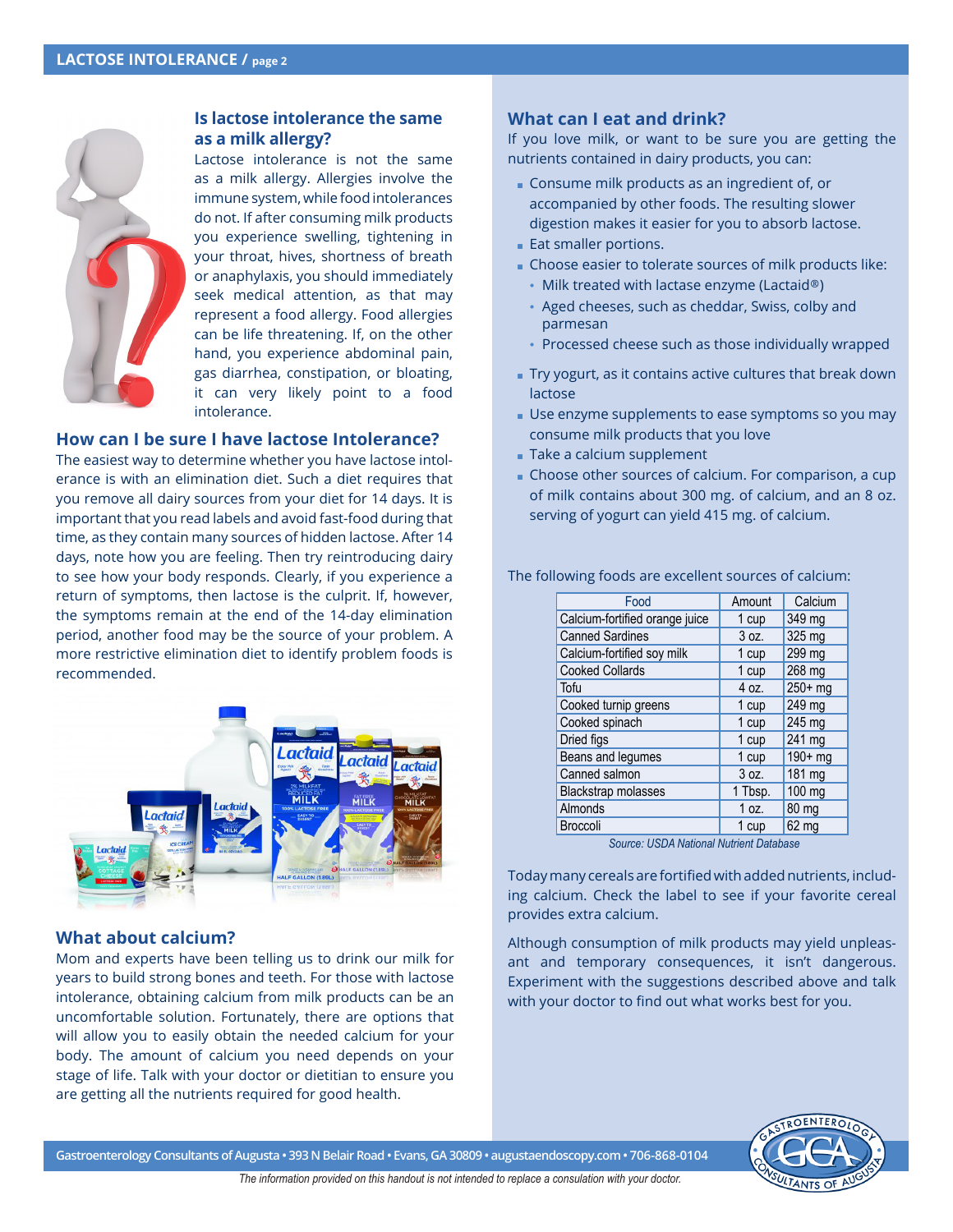## Is lactose intolerance the same as a milk allergy?

Lactose intolerance is not the same as a milk allergy. Allergies involve the immune system, while food intolerances do not. If after consuming milk products you experience swelling, tightening in your throat, hives, shortness of breath or anaphylaxis, you should immediately seek medical attention, as that may represent a food allergy. Food allergies can be life threatening. If, on the other hand, you experience abdominal pain, gas diarrhea, constipation, or bloating, it can very likely point to a food intolerance.

## How can I be sure I have lactose Intolerance?

The easiest way to determine whether you have lactose intolerance is with an elimination diet. Such a diet requires that you remove all dairy sources from your diet for 14 days. It is important that you read labels and avoid fast-food during that time, as they contain many sources of hidden lactose. After 14 days, note how you are feeling. Then try reintroducing dairy to see how your body responds. Clearly, if you experience a return of symptoms, then lactose is the culprit. If, however, the symptoms remain at the end of the 14-day elimination period, another food may be the source of your problem. A more restrictive elimination diet to identify problem foods is recommended.

## What about calcium?

Mom and experts have been telling us to drink our milk for years to build strong bones and teeth. For those with lactose intolerance, obtaining calcium from milk products can be an uncomfortable solution. Fortunately, there are options that will allow you to easily obtain the needed calcium for your body. The amount of calcium you need depends on your stage of life. Talk with your doctor or dietitian to ensure you are getting all the nutrients required for good health.

## What can I eat and drink?

If you love milk, or want to be sure you are getting the nutrients contained in dairy products, you can:

- Consume milk products as an ingredient of, or accompanied by other foods. The resulting slower digestion makes it easier for you to absorb lactose.
- Eat smaller portions.
- Choose easier to tolerate sources of milk products like:
  - Milk treated with lactase enzyme (Lactaid®)
  - Aged cheeses, such as cheddar, Swiss, colby and parmesan
  - Processed cheese such as those individually wrapped
- Try yogurt, as it contains active cultures that break down lactose
- Use enzyme supplements to ease symptoms so you may consume milk products that you love
- Take a calcium supplement
- Choose other sources of calcium. For comparison, a cup of milk contains about 300 mg. of calcium, and an 8 oz. serving of yogurt can yield 415 mg. of calcium.

The following foods are excellent sources of calcium:

| Food | Amount | Calcium |
|---|---|---|
| Calcium-fortified orange juice | 1 cup | 349 mg |
| Canned Sardines | 3 oz. | 325 mg |
| Calcium-fortified soy milk | 1 cup | 299 mg |
| Cooked Collards | 1 cup | 268 mg |
| Tofu | 4 oz. | 250+ mg |
| Cooked turnip greens | 1 cup | 249 mg |
| Cooked spinach | 1 cup | 245 mg |
| Dried figs | 1 cup | 241 mg |
| Beans and legumes | 1 cup | 190+ mg |
| Canned salmon | 3 oz. | 181 mg |
| Blackstrap molasses | 1 Tbsp. | 100 mg |
| Almonds | 1 oz. | 80 mg |
| Broccoli | 1 cup | 62 mg |

*Source: USDA National Nutrient Database*

Today many cereals are fortified with added nutrients, including calcium. Check the label to see if your favorite cereal provides extra calcium.

Although consumption of milk products may yield unpleasant and temporary consequences, it isn't dangerous. Experiment with the suggestions described above and talk with your doctor to find out what works best for you.

Gastroenterology Consultants of Augusta • 393 N Belair Road • Evans, GA 30809 • augustaendoscopy.com • 706-868-0104

*The information provided on this handout is not intended to replace a consulation with your doctor.*